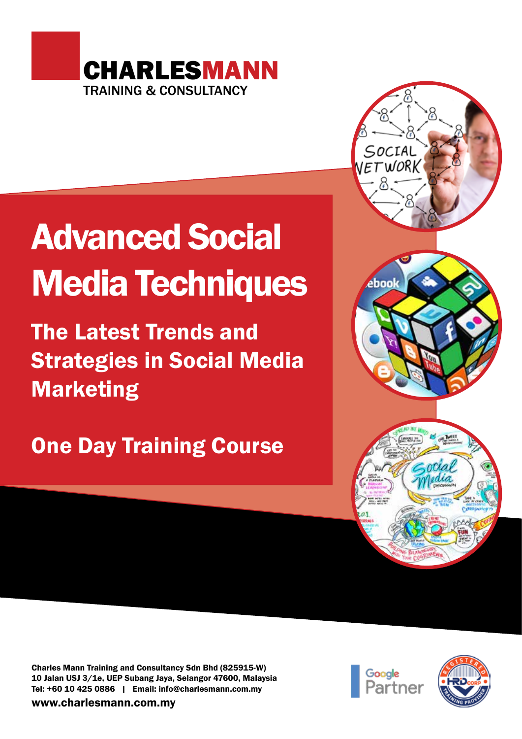**CHARLESMANN**
TRAINING & CONSULTANCY

# Advanced Social Media Techniques

## The Latest Trends and Strategies in Social Media Marketing

## One Day Training Course

**Charles Mann Training and Consultancy Sdn Bhd (825915-W)**
**10 Jalan USJ 3/1e, UEP Subang Jaya, Selangor 47600, Malaysia**
**Tel: +60 10 425 0886 | Email: info@charlesmann.com.my**
**www.charlesmann.com.my**

Google Partner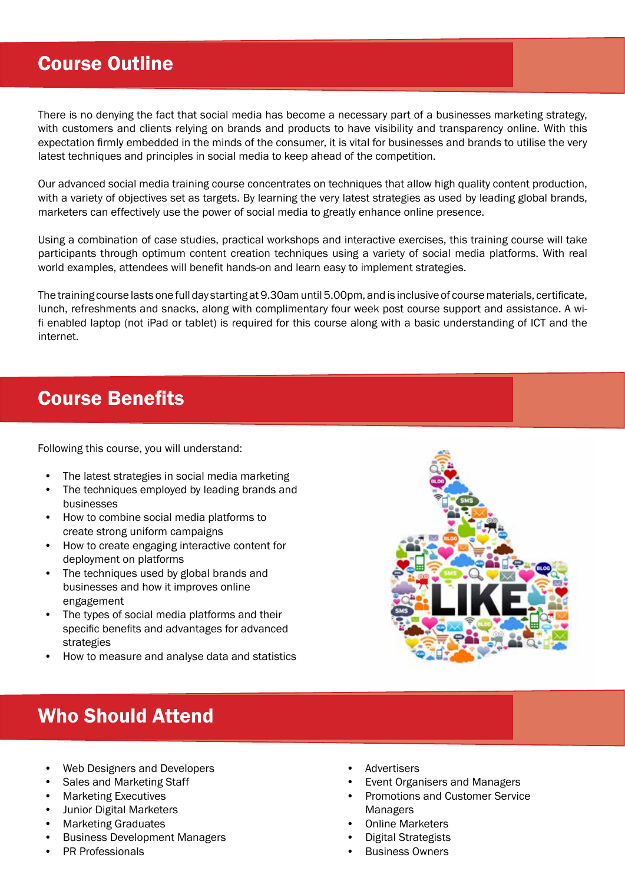## Course Outline

There is no denying the fact that social media has become a necessary part of a businesses marketing strategy, with customers and clients relying on brands and products to have visibility and transparency online. With this expectation firmly embedded in the minds of the consumer, it is vital for businesses and brands to utilise the very latest techniques and principles in social media to keep ahead of the competition.

Our advanced social media training course concentrates on techniques that allow high quality content production, with a variety of objectives set as targets. By learning the very latest strategies as used by leading global brands, marketers can effectively use the power of social media to greatly enhance online presence.

Using a combination of case studies, practical workshops and interactive exercises, this training course will take participants through optimum content creation techniques using a variety of social media platforms. With real world examples, attendees will benefit hands-on and learn easy to implement strategies.

The training course lasts one full day starting at 9.30am until 5.00pm, and is inclusive of course materials, certificate, lunch, refreshments and snacks, along with complimentary four week post course support and assistance. A wi-fi enabled laptop (not iPad or tablet) is required for this course along with a basic understanding of ICT and the internet.

## Course Benefits

Following this course, you will understand:

- The latest strategies in social media marketing
- The techniques employed by leading brands and businesses
- How to combine social media platforms to create strong uniform campaigns
- How to create engaging interactive content for deployment on platforms
- The techniques used by global brands and businesses and how it improves online engagement
- The types of social media platforms and their specific benefits and advantages for advanced strategies
- How to measure and analyse data and statistics

## Who Should Attend

- Web Designers and Developers
- Sales and Marketing Staff
- Marketing Executives
- Junior Digital Marketers
- Marketing Graduates
- Business Development Managers
- PR Professionals
- Advertisers
- Event Organisers and Managers
- Promotions and Customer Service Managers
- Online Marketers
- Digital Strategists
- Business Owners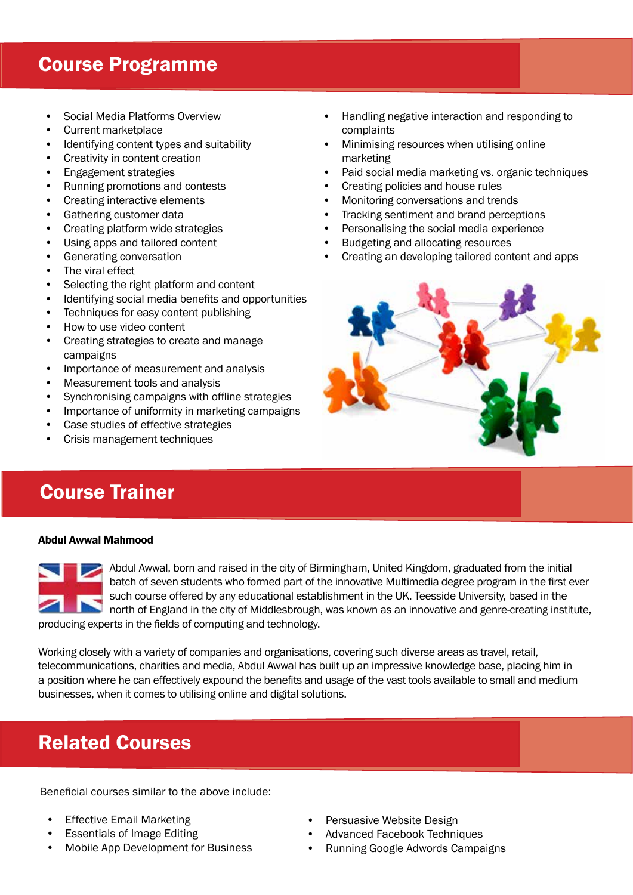## Course Programme

- Social Media Platforms Overview
- Current marketplace
- Identifying content types and suitability
- Creativity in content creation
- Engagement strategies
- Running promotions and contests
- Creating interactive elements
- Gathering customer data
- Creating platform wide strategies
- Using apps and tailored content
- Generating conversation
- The viral effect
- Selecting the right platform and content
- Identifying social media benefits and opportunities
- Techniques for easy content publishing
- How to use video content
- Creating strategies to create and manage campaigns
- Importance of measurement and analysis
- Measurement tools and analysis
- Synchronising campaigns with offline strategies
- Importance of uniformity in marketing campaigns
- Case studies of effective strategies
- Crisis management techniques
- Handling negative interaction and responding to complaints
- Minimising resources when utilising online marketing
- Paid social media marketing vs. organic techniques
- Creating policies and house rules
- Monitoring conversations and trends
- Tracking sentiment and brand perceptions
- Personalising the social media experience
- Budgeting and allocating resources
- Creating an developing tailored content and apps

## Course Trainer

**Abdul Awwal Mahmood**

Abdul Awwal, born and raised in the city of Birmingham, United Kingdom, graduated from the initial batch of seven students who formed part of the innovative Multimedia degree program in the first ever such course offered by any educational establishment in the UK. Teesside University, based in the north of England in the city of Middlesbrough, was known as an innovative and genre-creating institute, producing experts in the fields of computing and technology.

Working closely with a variety of companies and organisations, covering such diverse areas as travel, retail, telecommunications, charities and media, Abdul Awwal has built up an impressive knowledge base, placing him in a position where he can effectively expound the benefits and usage of the vast tools available to small and medium businesses, when it comes to utilising online and digital solutions.

## Related Courses

Beneficial courses similar to the above include:

- Effective Email Marketing
- Essentials of Image Editing
- Mobile App Development for Business
- Persuasive Website Design
- Advanced Facebook Techniques
- Running Google Adwords Campaigns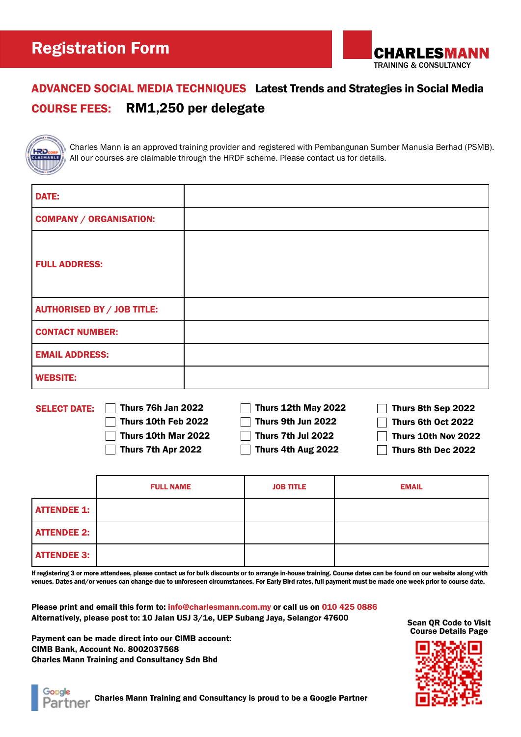# Registration Form

**CHARLESMANN**
TRAINING & CONSULTANCY

## ADVANCED SOCIAL MEDIA TECHNIQUES Latest Trends and Strategies in Social Media

## COURSE FEES: RM1,250 per delegate

Charles Mann is an approved training provider and registered with Pembangunan Sumber Manusia Berhad (PSMB). All our courses are claimable through the HRDF scheme. Please contact us for details.

| | |
|---|---|
| **DATE:** | |
| **COMPANY / ORGANISATION:** | |
| **FULL ADDRESS:** | |
| **AUTHORISED BY / JOB TITLE:** | |
| **CONTACT NUMBER:** | |
| **EMAIL ADDRESS:** | |
| **WEBSITE:** | |

**SELECT DATE:**

- ☐ Thurs 76h Jan 2022
- ☐ Thurs 10th Feb 2022
- ☐ Thurs 10th Mar 2022
- ☐ Thurs 7th Apr 2022
- ☐ Thurs 12th May 2022
- ☐ Thurs 9th Jun 2022
- ☐ Thurs 7th Jul 2022
- ☐ Thurs 4th Aug 2022
- ☐ Thurs 8th Sep 2022
- ☐ Thurs 6th Oct 2022
- ☐ Thurs 10th Nov 2022
- ☐ Thurs 8th Dec 2022

| | FULL NAME | JOB TITLE | EMAIL |
|---|---|---|---|
| **ATTENDEE 1:** | | | |
| **ATTENDEE 2:** | | | |
| **ATTENDEE 3:** | | | |

**If registering 3 or more attendees, please contact us for bulk discounts or to arrange in-house training. Course dates can be found on our website along with venues. Dates and/or venues can change due to unforeseen circumstances. For Early Bird rates, full payment must be made one week prior to course date.**

**Please print and email this form to: info@charlesmann.com.my or call us on 010 425 0886**
**Alternatively, please post to: 10 Jalan USJ 3/1e, UEP Subang Jaya, Selangor 47600**

**Payment can be made direct into our CIMB account:**
**CIMB Bank, Account No. 8002037568**
**Charles Mann Training and Consultancy Sdn Bhd**

**Scan QR Code to Visit Course Details Page**

Google Partner

**Charles Mann Training and Consultancy is proud to be a Google Partner**